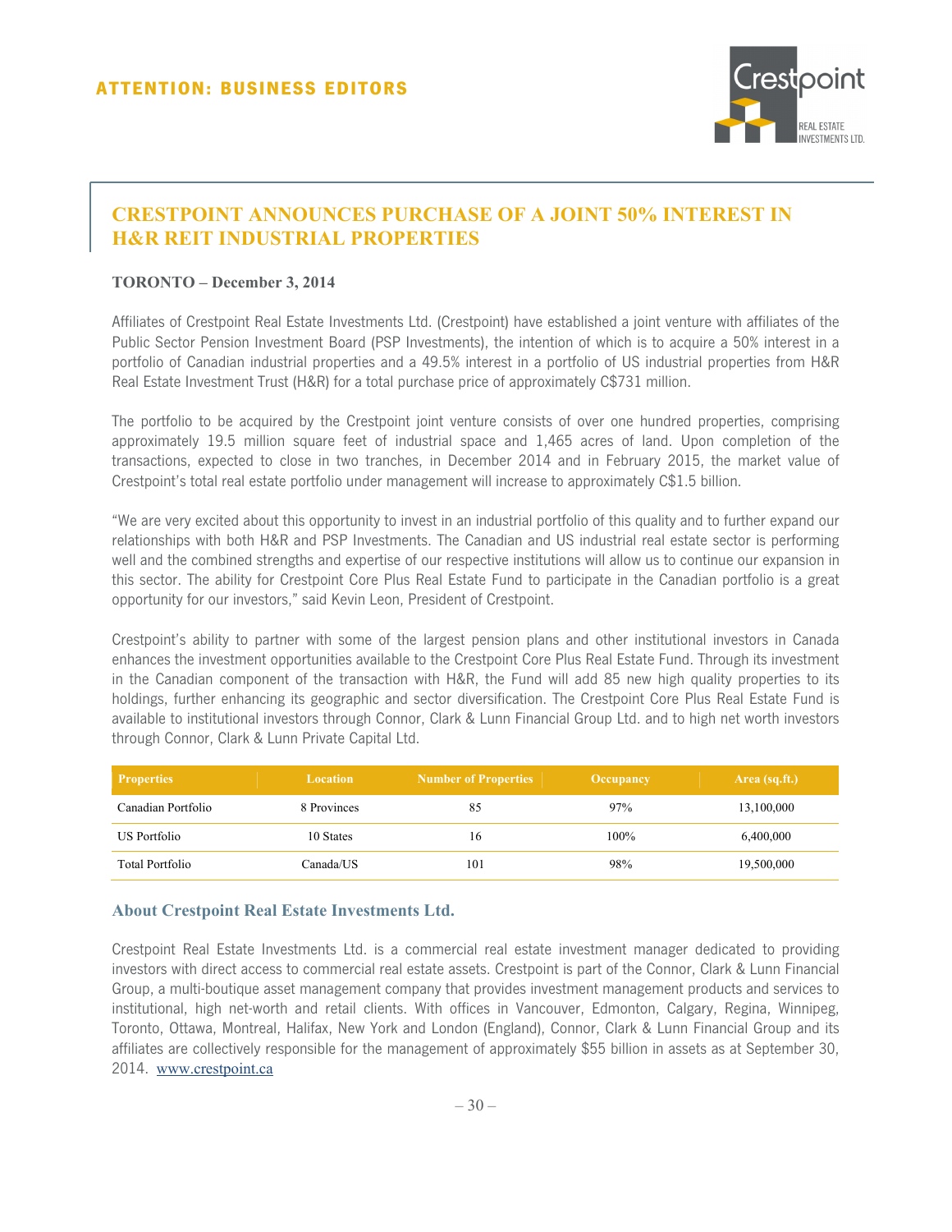ATTENTION: BUSINESS EDITORS

# CRESTPOINT ANNOUNCES PURCHASE OF A JOINT 50% INTEREST IN H&R REIT INDUSTRIAL PROPERTIES

**TORONTO – December 3, 2014**

Affiliates of Crestpoint Real Estate Investments Ltd. (Crestpoint) have established a joint venture with affiliates of the Public Sector Pension Investment Board (PSP Investments), the intention of which is to acquire a 50% interest in a portfolio of Canadian industrial properties and a 49.5% interest in a portfolio of US industrial properties from H&R Real Estate Investment Trust (H&R) for a total purchase price of approximately C$731 million.

The portfolio to be acquired by the Crestpoint joint venture consists of over one hundred properties, comprising approximately 19.5 million square feet of industrial space and 1,465 acres of land. Upon completion of the transactions, expected to close in two tranches, in December 2014 and in February 2015, the market value of Crestpoint's total real estate portfolio under management will increase to approximately C$1.5 billion.

"We are very excited about this opportunity to invest in an industrial portfolio of this quality and to further expand our relationships with both H&R and PSP Investments. The Canadian and US industrial real estate sector is performing well and the combined strengths and expertise of our respective institutions will allow us to continue our expansion in this sector. The ability for Crestpoint Core Plus Real Estate Fund to participate in the Canadian portfolio is a great opportunity for our investors," said Kevin Leon, President of Crestpoint.

Crestpoint's ability to partner with some of the largest pension plans and other institutional investors in Canada enhances the investment opportunities available to the Crestpoint Core Plus Real Estate Fund. Through its investment in the Canadian component of the transaction with H&R, the Fund will add 85 new high quality properties to its holdings, further enhancing its geographic and sector diversification. The Crestpoint Core Plus Real Estate Fund is available to institutional investors through Connor, Clark & Lunn Financial Group Ltd. and to high net worth investors through Connor, Clark & Lunn Private Capital Ltd.

| Properties | Location | Number of Properties | Occupancy | Area (sq.ft.) |
|---|---|---|---|---|
| Canadian Portfolio | 8 Provinces | 85 | 97% | 13,100,000 |
| US Portfolio | 10 States | 16 | 100% | 6,400,000 |
| Total Portfolio | Canada/US | 101 | 98% | 19,500,000 |

## About Crestpoint Real Estate Investments Ltd.

Crestpoint Real Estate Investments Ltd. is a commercial real estate investment manager dedicated to providing investors with direct access to commercial real estate assets. Crestpoint is part of the Connor, Clark & Lunn Financial Group, a multi-boutique asset management company that provides investment management products and services to institutional, high net-worth and retail clients. With offices in Vancouver, Edmonton, Calgary, Regina, Winnipeg, Toronto, Ottawa, Montreal, Halifax, New York and London (England), Connor, Clark & Lunn Financial Group and its affiliates are collectively responsible for the management of approximately $55 billion in assets as at September 30, 2014. www.crestpoint.ca

– 30 –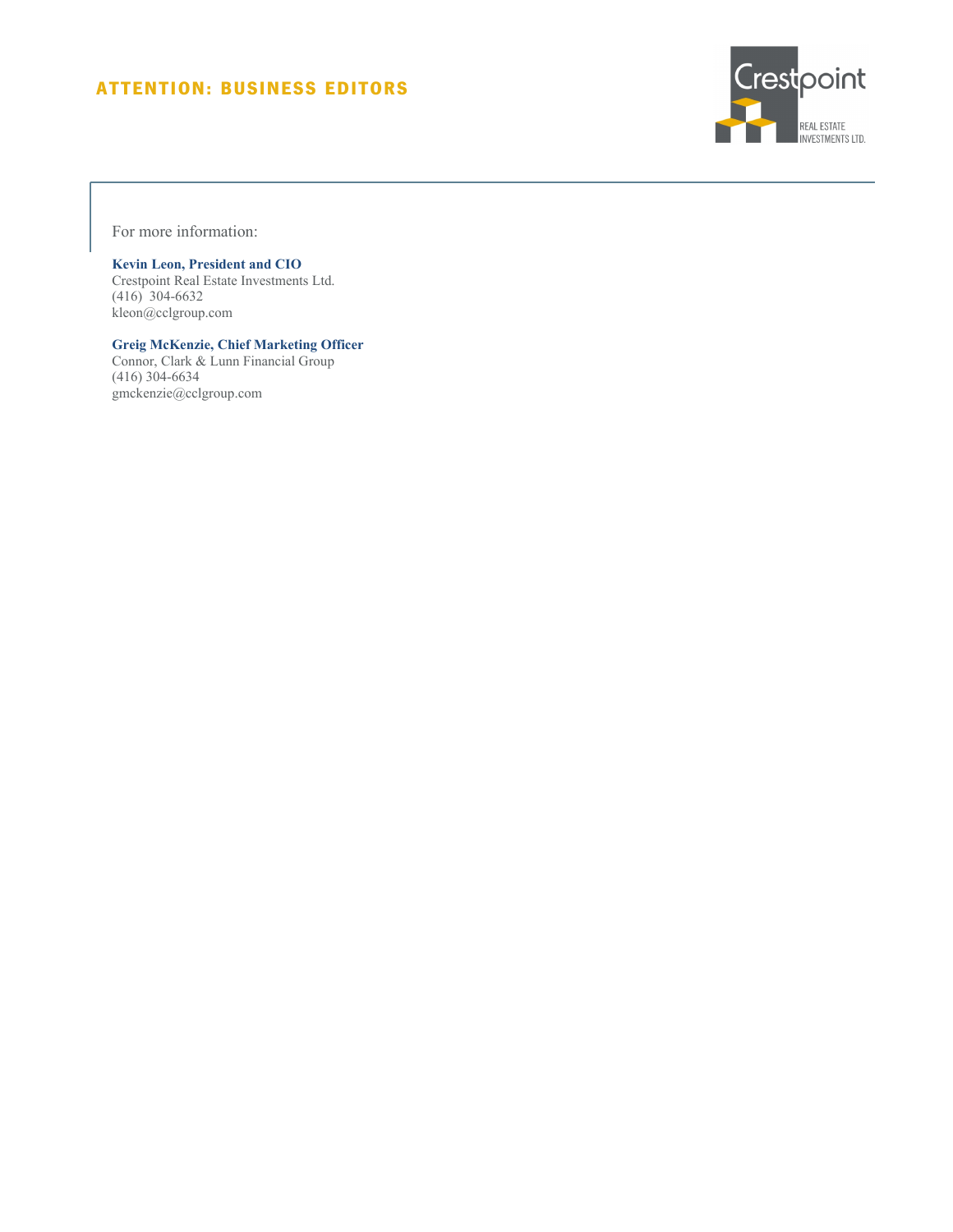ATTENTION: BUSINESS EDITORS

For more information:

**Kevin Leon, President and CIO**
Crestpoint Real Estate Investments Ltd.
(416) 304-6632
kleon@cclgroup.com

**Greig McKenzie, Chief Marketing Officer**
Connor, Clark & Lunn Financial Group
(416) 304-6634
gmckenzie@cclgroup.com